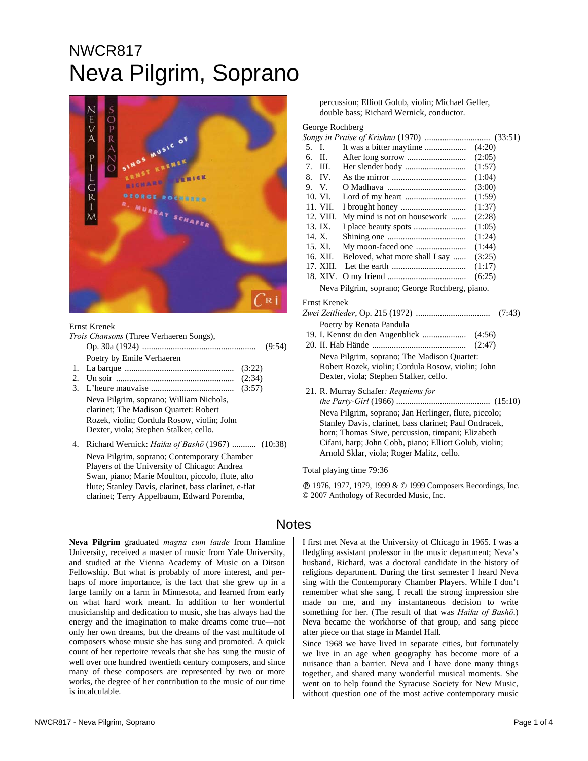NWCR817

# Neva Pilgrim, Soprano

Ernst Krenek
*Trois Chansons* (Three Verhaeren Songs), Op. 30a (1924) .................... (9:54)
Poetry by Emile Verhaeren

1. La barque .................... (3:22)
2. Un soir .................... (2:34)
3. L'heure mauvaise .................... (3:57)

Neva Pilgrim, soprano; William Nichols, clarinet; The Madison Quartet: Robert Rozek, violin; Cordula Rosow, violin; John Dexter, viola; Stephen Stalker, cello.

4. Richard Wernick: *Haiku of Bashō* (1967) .......... (10:38)

Neva Pilgrim, soprano; Contemporary Chamber Players of the University of Chicago: Andrea Swan, piano; Marie Moulton, piccolo, flute, alto flute; Stanley Davis, clarinet, bass clarinet, e-flat clarinet; Terry Appelbaum, Edward Poremba, percussion; Elliott Golub, violin; Michael Geller, double bass; Richard Wernick, conductor.

George Rochberg
*Songs in Praise of Krishna* (1970) .................... (33:51)

5. I. It was a bitter maytime .................... (4:20)
6. II. After long sorrow .................... (2:05)
7. III. Her slender body .................... (1:57)
8. IV. As the mirror .................... (1:04)
9. V. O Madhava .................... (3:00)
10. VI. Lord of my heart .................... (1:59)
11. VII. I brought honey .................... (1:37)
12. VIII. My mind is not on housework .......... (2:28)
13. IX. I place beauty spots .................... (1:05)
14. X. Shining one .................... (1:24)
15. XI. My moon-faced one .................... (1:44)
16. XII. Beloved, what more shall I say .......... (3:25)
17. XIII. Let the earth .................... (1:17)
18. XIV. O my friend .................... (6:25)

Neva Pilgrim, soprano; George Rochberg, piano.

Ernst Krenek
*Zwei Zeitlieder*, Op. 215 (1972) .................... (7:43)
Poetry by Renata Pandula

19. I. Kennst du den Augenblick .................... (4:56)
20. II. Hab Hände .................... (2:47)

Neva Pilgrim, soprano; The Madison Quartet: Robert Rozek, violin; Cordula Rosow, violin; John Dexter, viola; Stephen Stalker, cello.

21. R. Murray Schafer*: Requiems for the Party-Girl* (1966) .................... (15:10)

Neva Pilgrim, soprano; Jan Herlinger, flute, piccolo; Stanley Davis, clarinet, bass clarinet; Paul Ondracek, horn; Thomas Siwe, percussion, timpani; Elizabeth Cifani, harp; John Cobb, piano; Elliott Golub, violin; Arnold Sklar, viola; Roger Malitz, cello.

Total playing time 79:36

℗ 1976, 1977, 1979, 1999 & © 1999 Composers Recordings, Inc.
© 2007 Anthology of Recorded Music, Inc.

## Notes

**Neva Pilgrim** graduated *magna cum laude* from Hamline University, received a master of music from Yale University, and studied at the Vienna Academy of Music on a Ditson Fellowship. But what is probably of more interest, and perhaps of more importance, is the fact that she grew up in a large family on a farm in Minnesota, and learned from early on what hard work meant. In addition to her wonderful musicianship and dedication to music, she has always had the energy and the imagination to make dreams come true—not only her own dreams, but the dreams of the vast multitude of composers whose music she has sung and promoted. A quick count of her repertoire reveals that she has sung the music of well over one hundred twentieth century composers, and since many of these composers are represented by two or more works, the degree of her contribution to the music of our time is incalculable.

I first met Neva at the University of Chicago in 1965. I was a fledgling assistant professor in the music department; Neva's husband, Richard, was a doctoral candidate in the history of religions department. During the first semester I heard Neva sing with the Contemporary Chamber Players. While I don't remember what she sang, I recall the strong impression she made on me, and my instantaneous decision to write something for her. (The result of that was *Haiku of Bashō*.) Neva became the workhorse of that group, and sang piece after piece on that stage in Mandel Hall.

Since 1968 we have lived in separate cities, but fortunately we live in an age when geography has become more of a nuisance than a barrier. Neva and I have done many things together, and shared many wonderful musical moments. She went on to help found the Syracuse Society for New Music, without question one of the most active contemporary music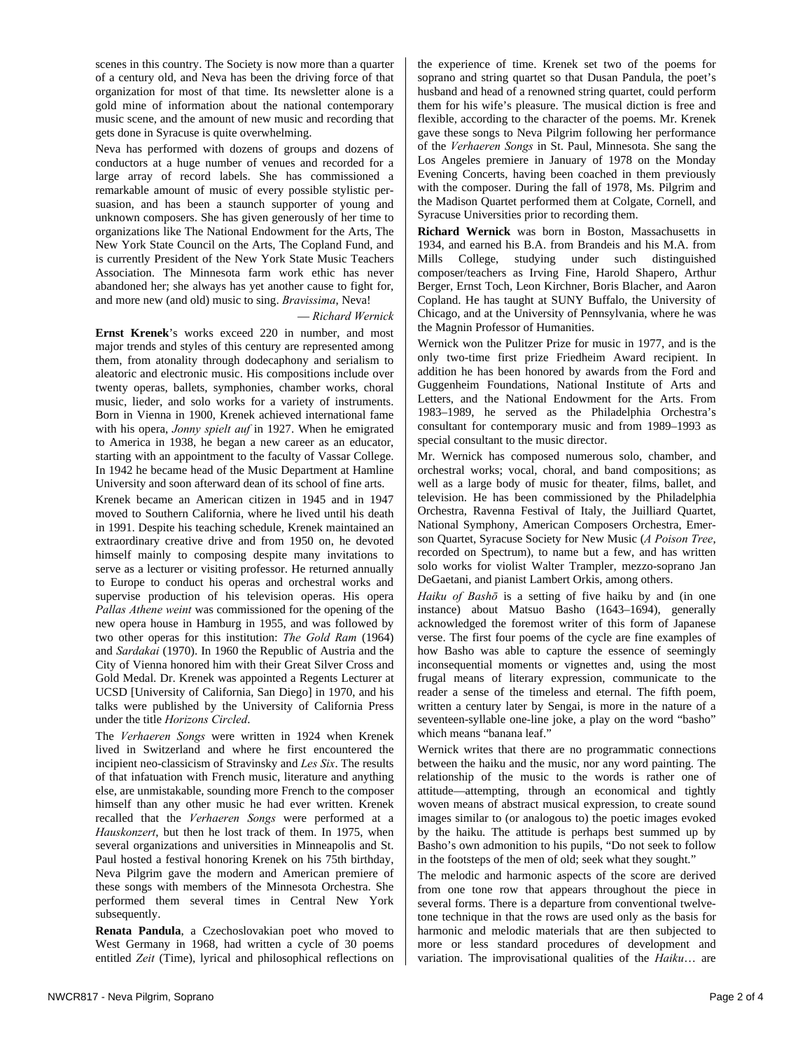scenes in this country. The Society is now more than a quarter of a century old, and Neva has been the driving force of that organization for most of that time. Its newsletter alone is a gold mine of information about the national contemporary music scene, and the amount of new music and recording that gets done in Syracuse is quite overwhelming.

Neva has performed with dozens of groups and dozens of conductors at a huge number of venues and recorded for a large array of record labels. She has commissioned a remarkable amount of music of every possible stylistic persuasion, and has been a staunch supporter of young and unknown composers. She has given generously of her time to organizations like The National Endowment for the Arts, The New York State Council on the Arts, The Copland Fund, and is currently President of the New York State Music Teachers Association. The Minnesota farm work ethic has never abandoned her; she always has yet another cause to fight for, and more new (and old) music to sing. *Bravissima*, Neva!

— *Richard Wernick*

**Ernst Krenek**'s works exceed 220 in number, and most major trends and styles of this century are represented among them, from atonality through dodecaphony and serialism to aleatoric and electronic music. His compositions include over twenty operas, ballets, symphonies, chamber works, choral music, lieder, and solo works for a variety of instruments. Born in Vienna in 1900, Krenek achieved international fame with his opera, *Jonny spielt auf* in 1927. When he emigrated to America in 1938, he began a new career as an educator, starting with an appointment to the faculty of Vassar College. In 1942 he became head of the Music Department at Hamline University and soon afterward dean of its school of fine arts.

Krenek became an American citizen in 1945 and in 1947 moved to Southern California, where he lived until his death in 1991. Despite his teaching schedule, Krenek maintained an extraordinary creative drive and from 1950 on, he devoted himself mainly to composing despite many invitations to serve as a lecturer or visiting professor. He returned annually to Europe to conduct his operas and orchestral works and supervise production of his television operas. His opera *Pallas Athene weint* was commissioned for the opening of the new opera house in Hamburg in 1955, and was followed by two other operas for this institution: *The Gold Ram* (1964) and *Sardakai* (1970). In 1960 the Republic of Austria and the City of Vienna honored him with their Great Silver Cross and Gold Medal. Dr. Krenek was appointed a Regents Lecturer at UCSD [University of California, San Diego] in 1970, and his talks were published by the University of California Press under the title *Horizons Circled*.

The *Verhaeren Songs* were written in 1924 when Krenek lived in Switzerland and where he first encountered the incipient neo-classicism of Stravinsky and *Les Six*. The results of that infatuation with French music, literature and anything else, are unmistakable, sounding more French to the composer himself than any other music he had ever written. Krenek recalled that the *Verhaeren Songs* were performed at a *Hauskonzert*, but then he lost track of them. In 1975, when several organizations and universities in Minneapolis and St. Paul hosted a festival honoring Krenek on his 75th birthday, Neva Pilgrim gave the modern and American premiere of these songs with members of the Minnesota Orchestra. She performed them several times in Central New York subsequently.

**Renata Pandula**, a Czechoslovakian poet who moved to West Germany in 1968, had written a cycle of 30 poems entitled *Zeit* (Time), lyrical and philosophical reflections on the experience of time. Krenek set two of the poems for soprano and string quartet so that Dusan Pandula, the poet's husband and head of a renowned string quartet, could perform them for his wife's pleasure. The musical diction is free and flexible, according to the character of the poems. Mr. Krenek gave these songs to Neva Pilgrim following her performance of the *Verhaeren Songs* in St. Paul, Minnesota. She sang the Los Angeles premiere in January of 1978 on the Monday Evening Concerts, having been coached in them previously with the composer. During the fall of 1978, Ms. Pilgrim and the Madison Quartet performed them at Colgate, Cornell, and Syracuse Universities prior to recording them.

**Richard Wernick** was born in Boston, Massachusetts in 1934, and earned his B.A. from Brandeis and his M.A. from Mills College, studying under such distinguished composer/teachers as Irving Fine, Harold Shapero, Arthur Berger, Ernst Toch, Leon Kirchner, Boris Blacher, and Aaron Copland. He has taught at SUNY Buffalo, the University of Chicago, and at the University of Pennsylvania, where he was the Magnin Professor of Humanities.

Wernick won the Pulitzer Prize for music in 1977, and is the only two-time first prize Friedheim Award recipient. In addition he has been honored by awards from the Ford and Guggenheim Foundations, National Institute of Arts and Letters, and the National Endowment for the Arts. From 1983–1989, he served as the Philadelphia Orchestra's consultant for contemporary music and from 1989–1993 as special consultant to the music director.

Mr. Wernick has composed numerous solo, chamber, and orchestral works; vocal, choral, and band compositions; as well as a large body of music for theater, films, ballet, and television. He has been commissioned by the Philadelphia Orchestra, Ravenna Festival of Italy, the Juilliard Quartet, National Symphony, American Composers Orchestra, Emerson Quartet, Syracuse Society for New Music (*A Poison Tree*, recorded on Spectrum), to name but a few, and has written solo works for violist Walter Trampler, mezzo-soprano Jan DeGaetani, and pianist Lambert Orkis, among others.

*Haiku of Bashō* is a setting of five haiku by and (in one instance) about Matsuo Basho (1643–1694), generally acknowledged the foremost writer of this form of Japanese verse. The first four poems of the cycle are fine examples of how Basho was able to capture the essence of seemingly inconsequential moments or vignettes and, using the most frugal means of literary expression, communicate to the reader a sense of the timeless and eternal. The fifth poem, written a century later by Sengai, is more in the nature of a seventeen-syllable one-line joke, a play on the word "basho" which means "banana leaf."

Wernick writes that there are no programmatic connections between the haiku and the music, nor any word painting. The relationship of the music to the words is rather one of attitude—attempting, through an economical and tightly woven means of abstract musical expression, to create sound images similar to (or analogous to) the poetic images evoked by the haiku. The attitude is perhaps best summed up by Basho's own admonition to his pupils, "Do not seek to follow in the footsteps of the men of old; seek what they sought."

The melodic and harmonic aspects of the score are derived from one tone row that appears throughout the piece in several forms. There is a departure from conventional twelve-tone technique in that the rows are used only as the basis for harmonic and melodic materials that are then subjected to more or less standard procedures of development and variation. The improvisational qualities of the *Haiku*… are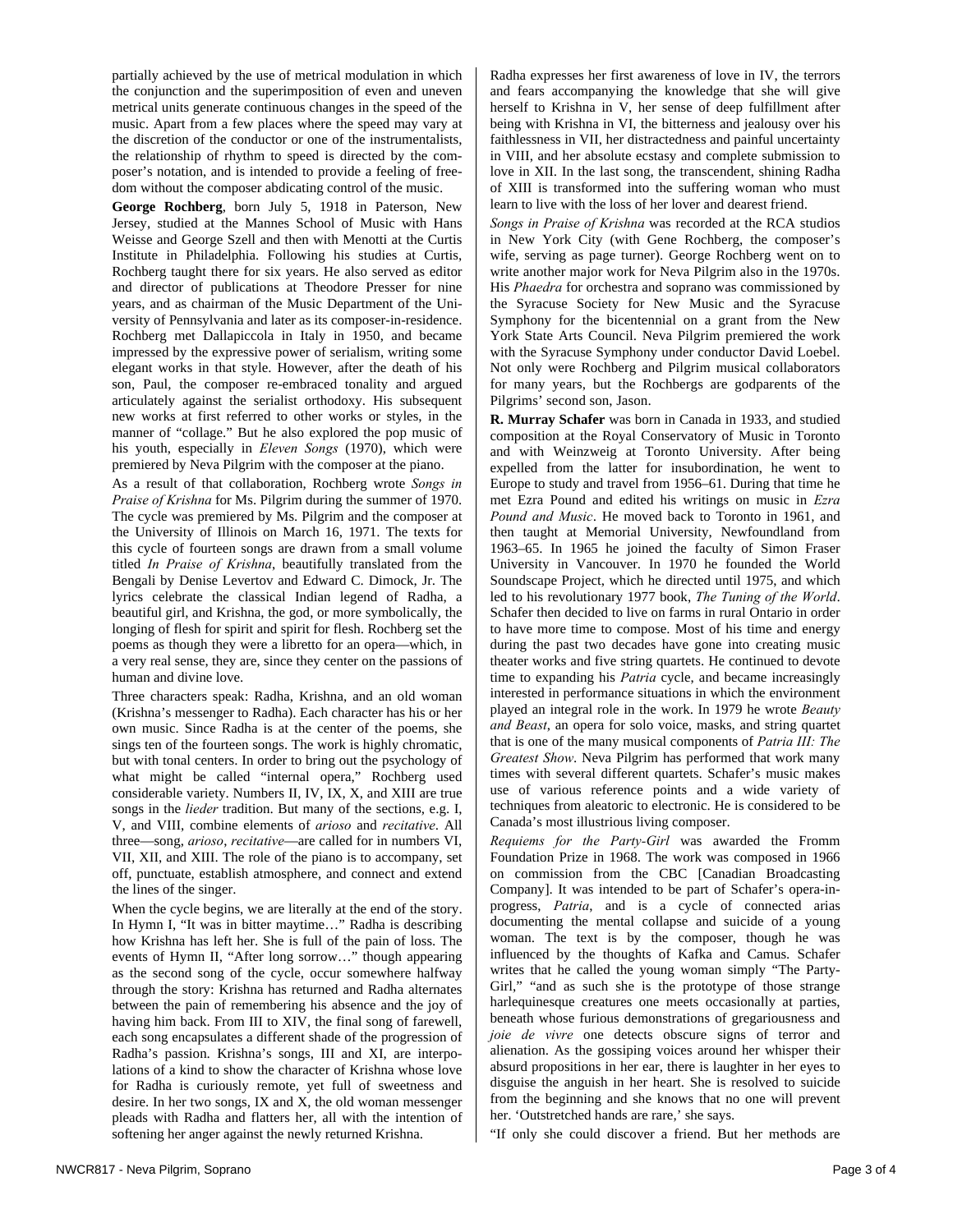partially achieved by the use of metrical modulation in which the conjunction and the superimposition of even and uneven metrical units generate continuous changes in the speed of the music. Apart from a few places where the speed may vary at the discretion of the conductor or one of the instrumentalists, the relationship of rhythm to speed is directed by the composer's notation, and is intended to provide a feeling of freedom without the composer abdicating control of the music.

**George Rochberg**, born July 5, 1918 in Paterson, New Jersey, studied at the Mannes School of Music with Hans Weisse and George Szell and then with Menotti at the Curtis Institute in Philadelphia. Following his studies at Curtis, Rochberg taught there for six years. He also served as editor and director of publications at Theodore Presser for nine years, and as chairman of the Music Department of the University of Pennsylvania and later as its composer-in-residence. Rochberg met Dallapiccola in Italy in 1950, and became impressed by the expressive power of serialism, writing some elegant works in that style. However, after the death of his son, Paul, the composer re-embraced tonality and argued articulately against the serialist orthodoxy. His subsequent new works at first referred to other works or styles, in the manner of "collage." But he also explored the pop music of his youth, especially in *Eleven Songs* (1970), which were premiered by Neva Pilgrim with the composer at the piano.

As a result of that collaboration, Rochberg wrote *Songs in Praise of Krishna* for Ms. Pilgrim during the summer of 1970. The cycle was premiered by Ms. Pilgrim and the composer at the University of Illinois on March 16, 1971. The texts for this cycle of fourteen songs are drawn from a small volume titled *In Praise of Krishna*, beautifully translated from the Bengali by Denise Levertov and Edward C. Dimock, Jr. The lyrics celebrate the classical Indian legend of Radha, a beautiful girl, and Krishna, the god, or more symbolically, the longing of flesh for spirit and spirit for flesh. Rochberg set the poems as though they were a libretto for an opera—which, in a very real sense, they are, since they center on the passions of human and divine love.

Three characters speak: Radha, Krishna, and an old woman (Krishna's messenger to Radha). Each character has his or her own music. Since Radha is at the center of the poems, she sings ten of the fourteen songs. The work is highly chromatic, but with tonal centers. In order to bring out the psychology of what might be called "internal opera," Rochberg used considerable variety. Numbers II, IV, IX, X, and XIII are true songs in the *lieder* tradition. But many of the sections, e.g. I, V, and VIII, combine elements of *arioso* and *recitative*. All three—song, *arioso*, *recitative*—are called for in numbers VI, VII, XII, and XIII. The role of the piano is to accompany, set off, punctuate, establish atmosphere, and connect and extend the lines of the singer.

When the cycle begins, we are literally at the end of the story. In Hymn I, "It was in bitter maytime…" Radha is describing how Krishna has left her. She is full of the pain of loss. The events of Hymn II, "After long sorrow…" though appearing as the second song of the cycle, occur somewhere halfway through the story: Krishna has returned and Radha alternates between the pain of remembering his absence and the joy of having him back. From III to XIV, the final song of farewell, each song encapsulates a different shade of the progression of Radha's passion. Krishna's songs, III and XI, are interpolations of a kind to show the character of Krishna whose love for Radha is curiously remote, yet full of sweetness and desire. In her two songs, IX and X, the old woman messenger pleads with Radha and flatters her, all with the intention of softening her anger against the newly returned Krishna.

Radha expresses her first awareness of love in IV, the terrors and fears accompanying the knowledge that she will give herself to Krishna in V, her sense of deep fulfillment after being with Krishna in VI, the bitterness and jealousy over his faithlessness in VII, her distractedness and painful uncertainty in VIII, and her absolute ecstasy and complete submission to love in XII. In the last song, the transcendent, shining Radha of XIII is transformed into the suffering woman who must learn to live with the loss of her lover and dearest friend.

*Songs in Praise of Krishna* was recorded at the RCA studios in New York City (with Gene Rochberg, the composer's wife, serving as page turner). George Rochberg went on to write another major work for Neva Pilgrim also in the 1970s. His *Phaedra* for orchestra and soprano was commissioned by the Syracuse Society for New Music and the Syracuse Symphony for the bicentennial on a grant from the New York State Arts Council. Neva Pilgrim premiered the work with the Syracuse Symphony under conductor David Loebel. Not only were Rochberg and Pilgrim musical collaborators for many years, but the Rochbergs are godparents of the Pilgrims' second son, Jason.

**R. Murray Schafer** was born in Canada in 1933, and studied composition at the Royal Conservatory of Music in Toronto and with Weinzweig at Toronto University. After being expelled from the latter for insubordination, he went to Europe to study and travel from 1956–61. During that time he met Ezra Pound and edited his writings on music in *Ezra Pound and Music*. He moved back to Toronto in 1961, and then taught at Memorial University, Newfoundland from 1963–65. In 1965 he joined the faculty of Simon Fraser University in Vancouver. In 1970 he founded the World Soundscape Project, which he directed until 1975, and which led to his revolutionary 1977 book, *The Tuning of the World*. Schafer then decided to live on farms in rural Ontario in order to have more time to compose. Most of his time and energy during the past two decades have gone into creating music theater works and five string quartets. He continued to devote time to expanding his *Patria* cycle, and became increasingly interested in performance situations in which the environment played an integral role in the work. In 1979 he wrote *Beauty and Beast*, an opera for solo voice, masks, and string quartet that is one of the many musical components of *Patria III: The Greatest Show*. Neva Pilgrim has performed that work many times with several different quartets. Schafer's music makes use of various reference points and a wide variety of techniques from aleatoric to electronic. He is considered to be Canada's most illustrious living composer.

*Requiems for the Party-Girl* was awarded the Fromm Foundation Prize in 1968. The work was composed in 1966 on commission from the CBC [Canadian Broadcasting Company]. It was intended to be part of Schafer's opera-in-progress, *Patria*, and is a cycle of connected arias documenting the mental collapse and suicide of a young woman. The text is by the composer, though he was influenced by the thoughts of Kafka and Camus. Schafer writes that he called the young woman simply "The Party-Girl," "and as such she is the prototype of those strange harlequinesque creatures one meets occasionally at parties, beneath whose furious demonstrations of gregariousness and *joie de vivre* one detects obscure signs of terror and alienation. As the gossiping voices around her whisper their absurd propositions in her ear, there is laughter in her eyes to disguise the anguish in her heart. She is resolved to suicide from the beginning and she knows that no one will prevent her. 'Outstretched hands are rare,' she says.

"If only she could discover a friend. But her methods are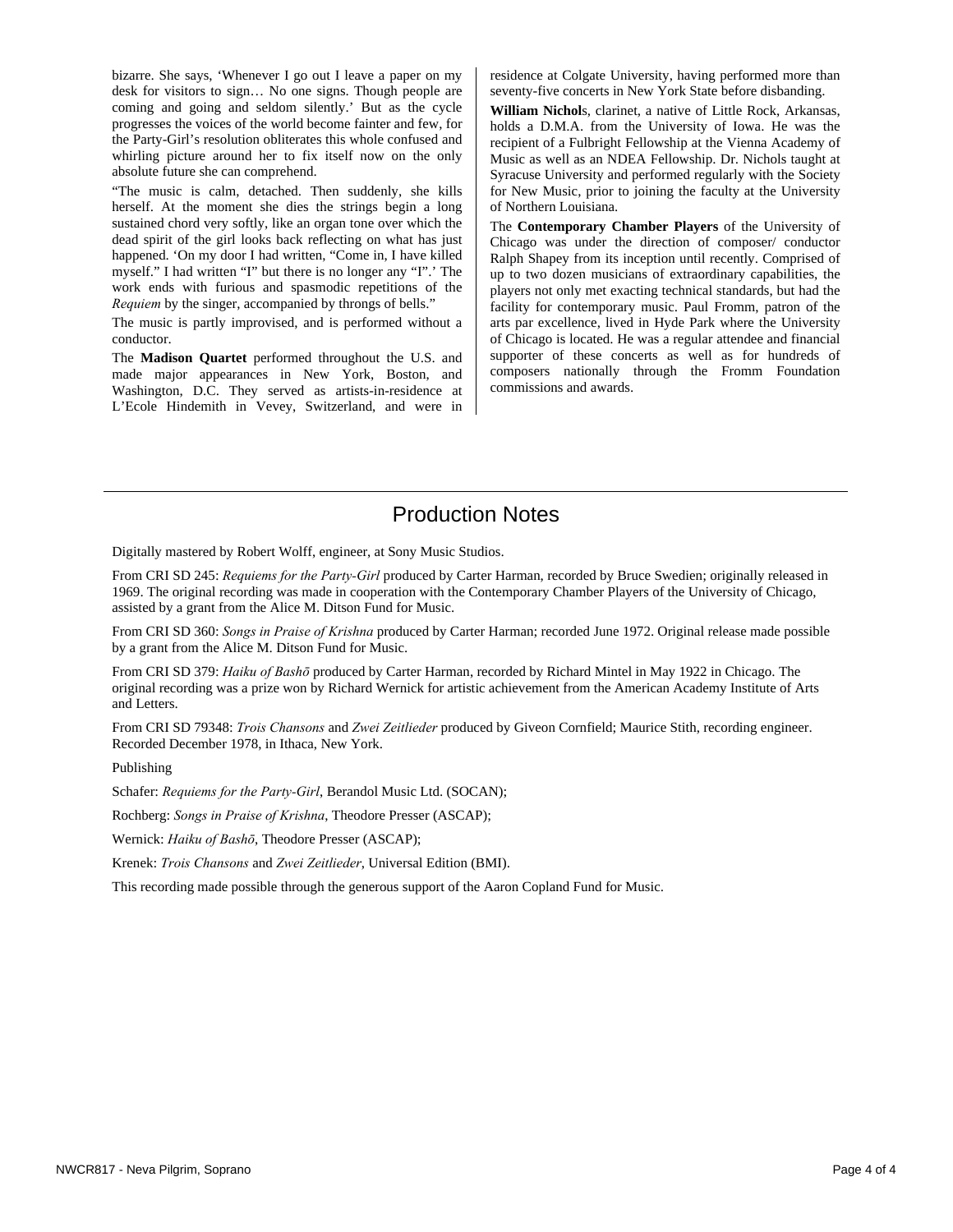bizarre. She says, 'Whenever I go out I leave a paper on my desk for visitors to sign… No one signs. Though people are coming and going and seldom silently.' But as the cycle progresses the voices of the world become fainter and few, for the Party-Girl's resolution obliterates this whole confused and whirling picture around her to fix itself now on the only absolute future she can comprehend.

"The music is calm, detached. Then suddenly, she kills herself. At the moment she dies the strings begin a long sustained chord very softly, like an organ tone over which the dead spirit of the girl looks back reflecting on what has just happened. 'On my door I had written, "Come in, I have killed myself." I had written "I" but there is no longer any "I".' The work ends with furious and spasmodic repetitions of the *Requiem* by the singer, accompanied by throngs of bells."

The music is partly improvised, and is performed without a conductor.

The **Madison Quartet** performed throughout the U.S. and made major appearances in New York, Boston, and Washington, D.C. They served as artists-in-residence at L'Ecole Hindemith in Vevey, Switzerland, and were in residence at Colgate University, having performed more than seventy-five concerts in New York State before disbanding.

**William Nichol**s, clarinet, a native of Little Rock, Arkansas, holds a D.M.A. from the University of Iowa. He was the recipient of a Fulbright Fellowship at the Vienna Academy of Music as well as an NDEA Fellowship. Dr. Nichols taught at Syracuse University and performed regularly with the Society for New Music, prior to joining the faculty at the University of Northern Louisiana.

The **Contemporary Chamber Players** of the University of Chicago was under the direction of composer/ conductor Ralph Shapey from its inception until recently. Comprised of up to two dozen musicians of extraordinary capabilities, the players not only met exacting technical standards, but had the facility for contemporary music. Paul Fromm, patron of the arts par excellence, lived in Hyde Park where the University of Chicago is located. He was a regular attendee and financial supporter of these concerts as well as for hundreds of composers nationally through the Fromm Foundation commissions and awards.

## Production Notes

Digitally mastered by Robert Wolff, engineer, at Sony Music Studios.

From CRI SD 245: *Requiems for the Party-Girl* produced by Carter Harman, recorded by Bruce Swedien; originally released in 1969. The original recording was made in cooperation with the Contemporary Chamber Players of the University of Chicago, assisted by a grant from the Alice M. Ditson Fund for Music.

From CRI SD 360: *Songs in Praise of Krishna* produced by Carter Harman; recorded June 1972. Original release made possible by a grant from the Alice M. Ditson Fund for Music.

From CRI SD 379: *Haiku of Bashō* produced by Carter Harman, recorded by Richard Mintel in May 1922 in Chicago. The original recording was a prize won by Richard Wernick for artistic achievement from the American Academy Institute of Arts and Letters.

From CRI SD 79348: *Trois Chansons* and *Zwei Zeitlieder* produced by Giveon Cornfield; Maurice Stith, recording engineer. Recorded December 1978, in Ithaca, New York.

Publishing

Schafer: *Requiems for the Party-Girl*, Berandol Music Ltd. (SOCAN);

Rochberg: *Songs in Praise of Krishna*, Theodore Presser (ASCAP);

Wernick: *Haiku of Bashō*, Theodore Presser (ASCAP);

Krenek: *Trois Chansons* and *Zwei Zeitlieder*, Universal Edition (BMI).

This recording made possible through the generous support of the Aaron Copland Fund for Music.